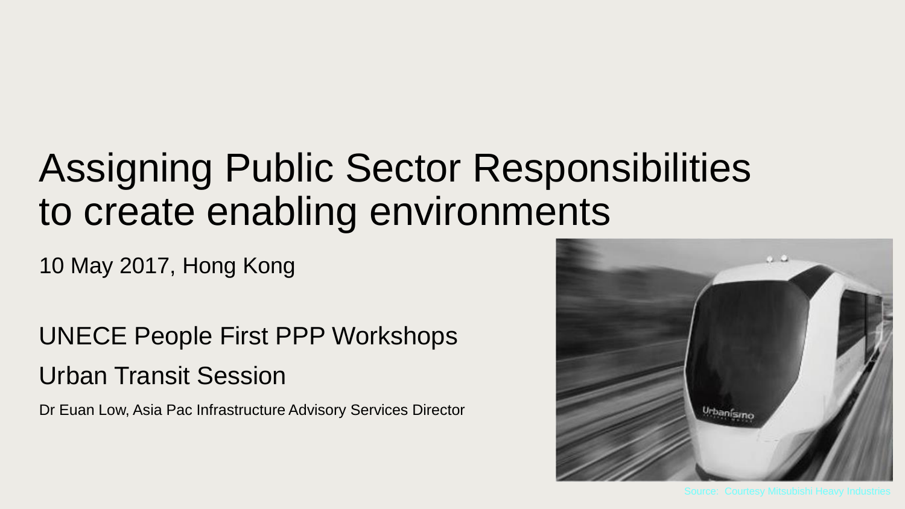# Assigning Public Sector Responsibilities to create enabling environments

10 May 2017, Hong Kong

UNECE People First PPP Workshops

Urban Transit Session

Dr Euan Low, Asia Pac Infrastructure Advisory Services Director

Source: Courtesy Mitsubishi Heavy Industries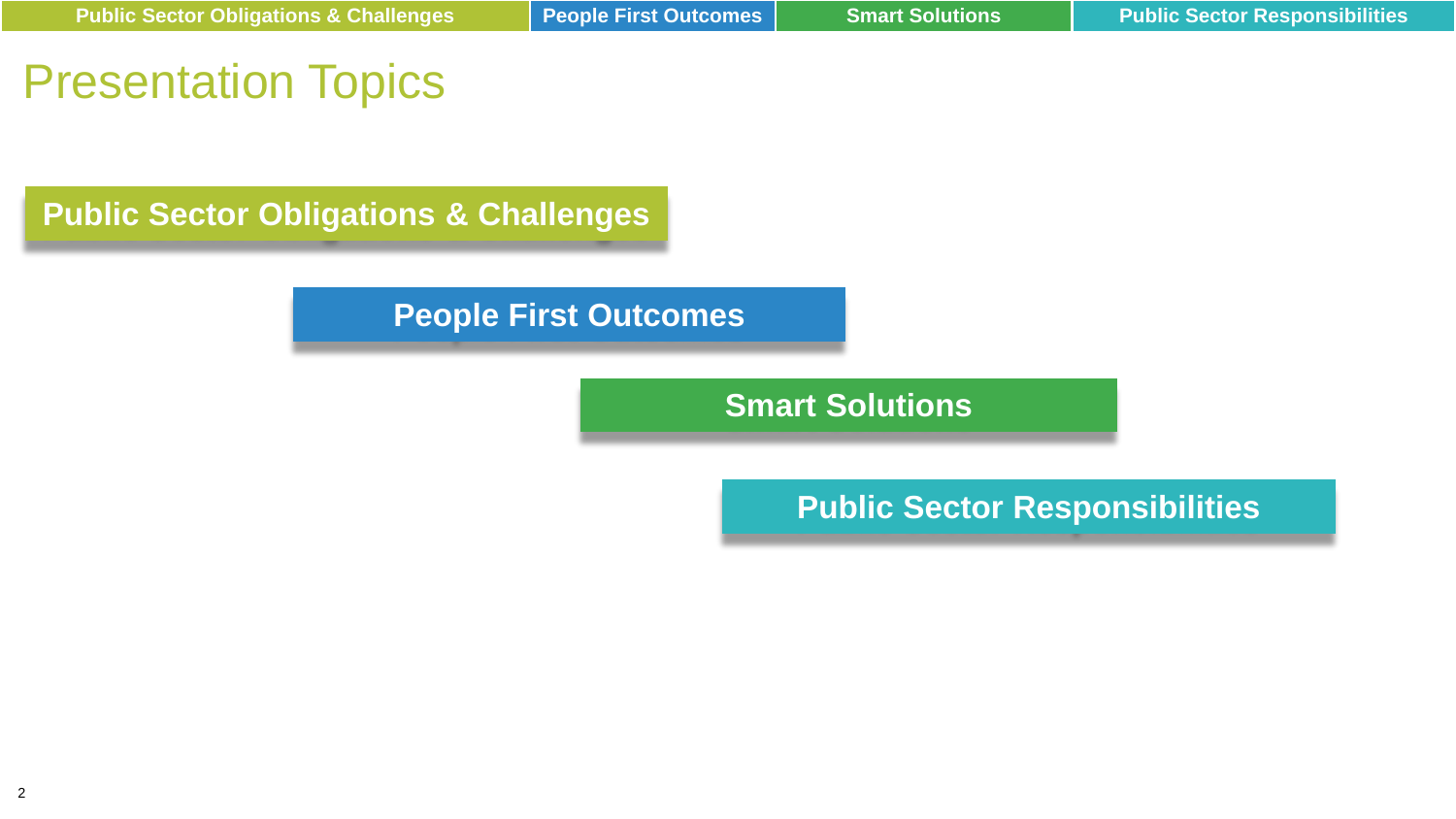# Presentation Topics

- Public Sector Obligations & Challenges
- People First Outcomes
- Smart Solutions
- Public Sector Responsibilities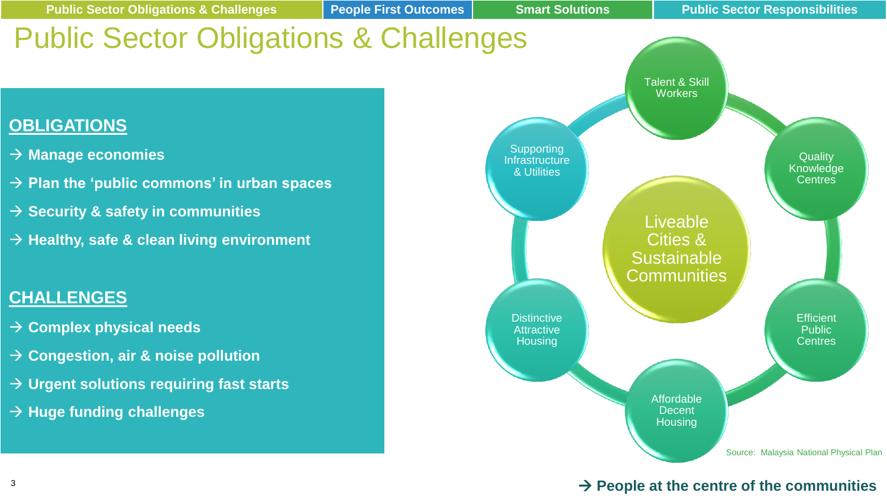# Public Sector Obligations & Challenges

## OBLIGATIONS

- → **Manage economies**
- → **Plan the 'public commons' in urban spaces**
- → **Security & safety in communities**
- → **Healthy, safe & clean living environment**

## CHALLENGES

- → **Complex physical needs**
- → **Congestion, air & noise pollution**
- → **Urgent solutions requiring fast starts**
- → **Huge funding challenges**

Liveable Cities & Sustainable Communities

- Talent & Skill Workers
- Quality Knowledge Centres
- Efficient Public Centres
- Affordable Decent Housing
- Distinctive Attractive Housing
- Supporting Infrastructure & Utilities

Source: Malaysia National Physical Plan

**→ People at the centre of the communities**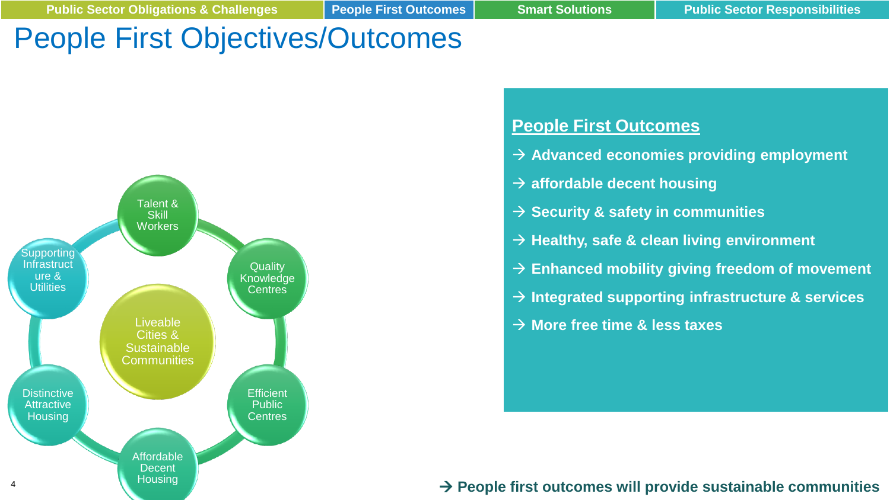Public Sector Obligations & Challenges | People First Outcomes | Smart Solutions | Public Sector Responsibilities

# People First Objectives/Outcomes

Liveable Cities & Sustainable Communities

- Talent & Skill Workers
- Quality Knowledge Centres
- Efficient Public Centres
- Affordable Decent Housing
- Distinctive Attractive Housing
- Supporting Infrastructure & Utilities

## People First Outcomes

→ **Advanced economies providing employment**

→ **affordable decent housing**

→ **Security & safety in communities**

→ **Healthy, safe & clean living environment**

→ **Enhanced mobility giving freedom of movement**

→ **Integrated supporting infrastructure & services**

→ **More free time & less taxes**

→ **People first outcomes will provide sustainable communities**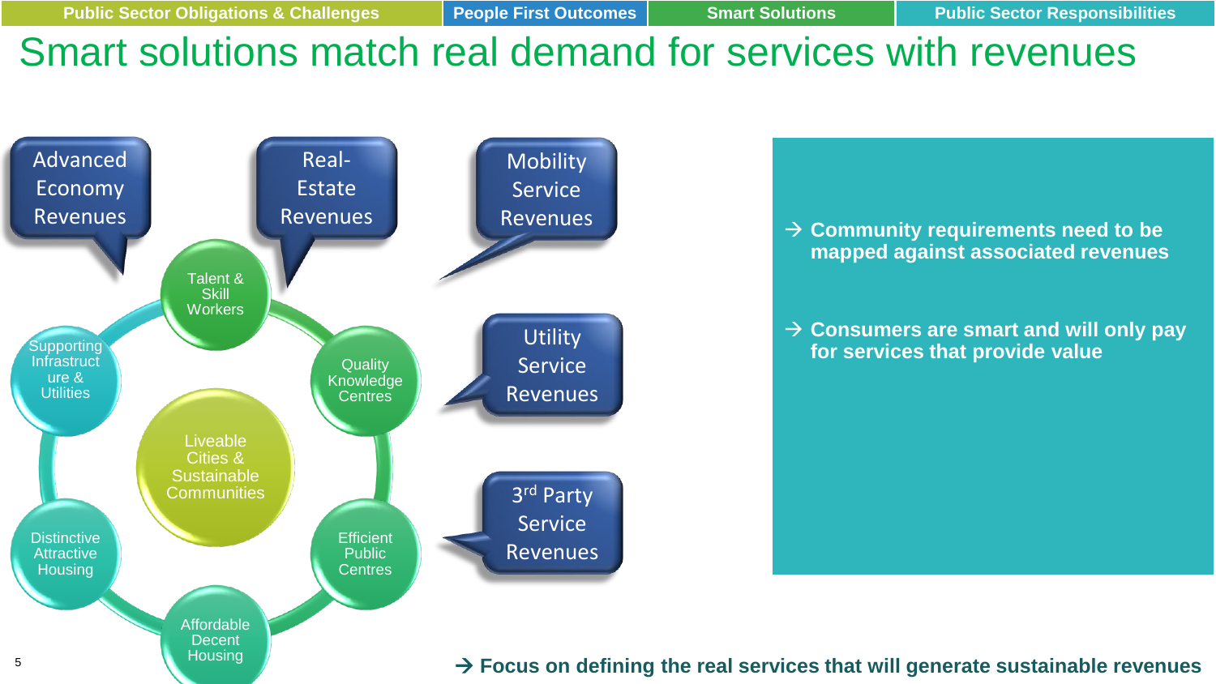Public Sector Obligations & Challenges | People First Outcomes | Smart Solutions | Public Sector Responsibilities

# Smart solutions match real demand for services with revenues

Advanced Economy Revenues

Real-Estate Revenues

Mobility Service Revenues

Utility Service Revenues

3rd Party Service Revenues

Talent & Skill Workers

Quality Knowledge Centres

Efficient Public Centres

Affordable Decent Housing

Distinctive Attractive Housing

Supporting Infrastructure & Utilities

Liveable Cities & Sustainable Communities

- → **Community requirements need to be mapped against associated revenues**
- → **Consumers are smart and will only pay for services that provide value**

→ **Focus on defining the real services that will generate sustainable revenues**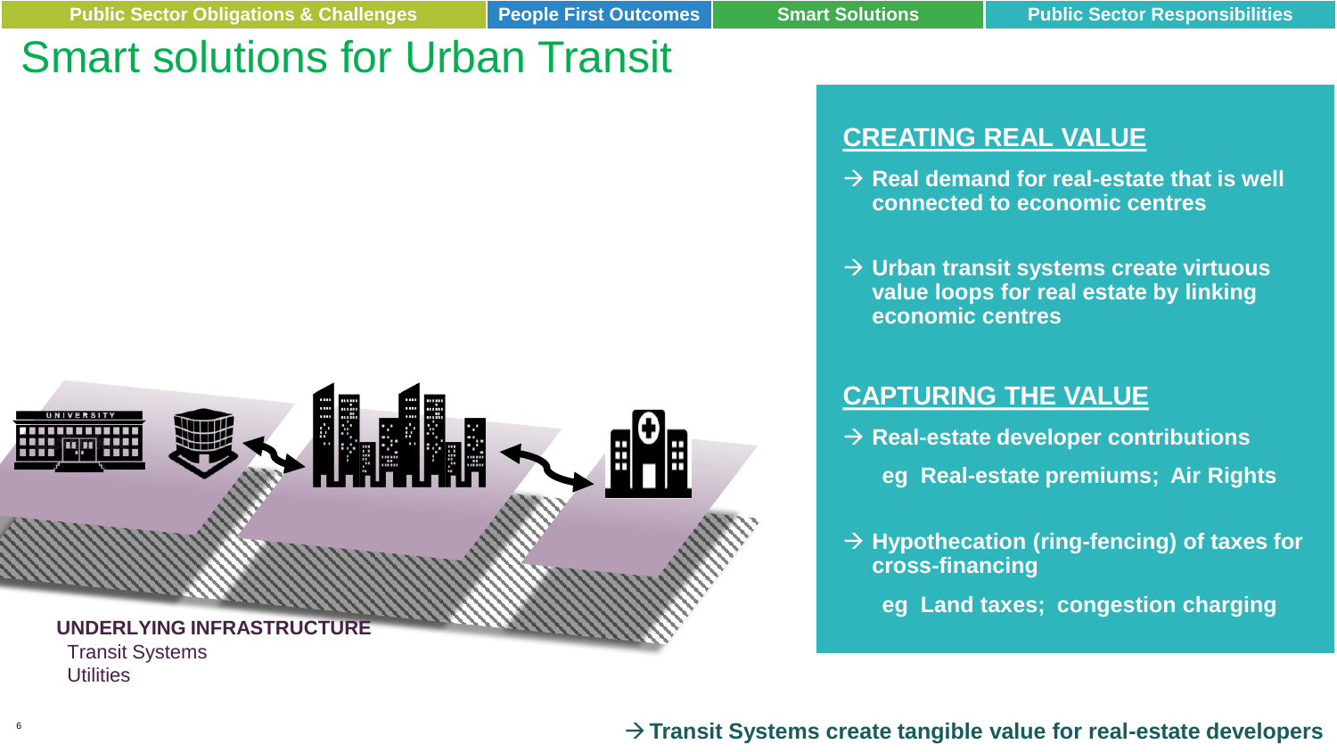Public Sector Obligations & Challenges | People First Outcomes | Smart Solutions | Public Sector Responsibilities

# Smart solutions for Urban Transit

UNIVERSITY

**UNDERLYING INFRASTRUCTURE**

Transit Systems

Utilities

## CREATING REAL VALUE

→ **Real demand for real-estate that is well connected to economic centres**

→ **Urban transit systems create virtuous value loops for real estate by linking economic centres**

## CAPTURING THE VALUE

→ **Real-estate developer contributions**

**eg Real-estate premiums; Air Rights**

→ **Hypothecation (ring-fencing) of taxes for cross-financing**

**eg Land taxes; congestion charging**

→ **Transit Systems create tangible value for real-estate developers**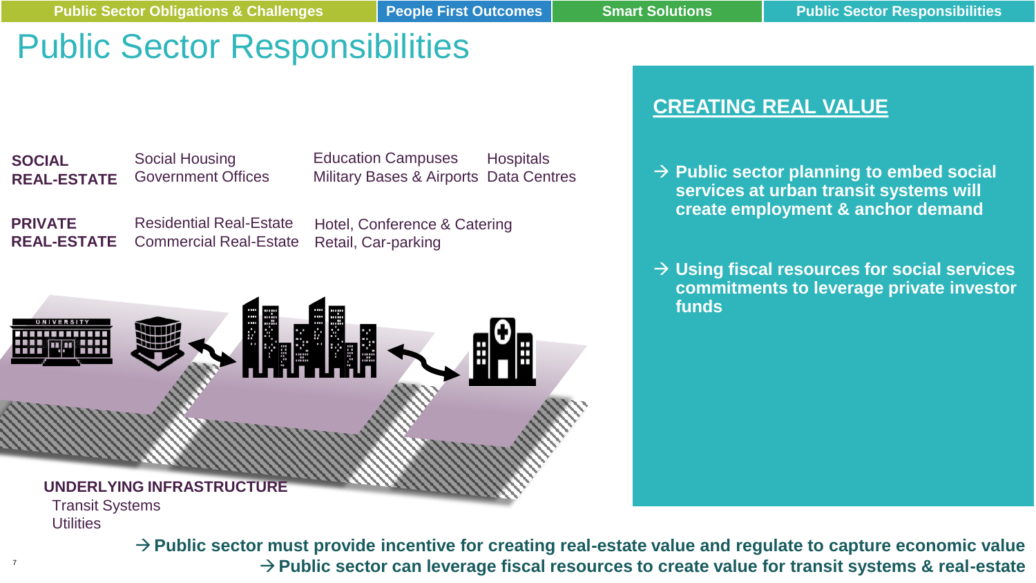Public Sector Obligations & Challenges | People First Outcomes | Smart Solutions | Public Sector Responsibilities

# Public Sector Responsibilities

**SOCIAL REAL-ESTATE**
- Social Housing
- Government Offices
- Education Campuses
- Military Bases & Airports
- Hospitals
- Data Centres

**PRIVATE REAL-ESTATE**
- Residential Real-Estate
- Commercial Real-Estate
- Hotel, Conference & Catering
- Retail, Car-parking

**UNDERLYING INFRASTRUCTURE**
- Transit Systems
- Utilities

## CREATING REAL VALUE

→ **Public sector planning to embed social services at urban transit systems will create employment & anchor demand**

→ **Using fiscal resources for social services commitments to leverage private investor funds**

→ **Public sector must provide incentive for creating real-estate value and regulate to capture economic value**

→ **Public sector can leverage fiscal resources to create value for transit systems & real-estate**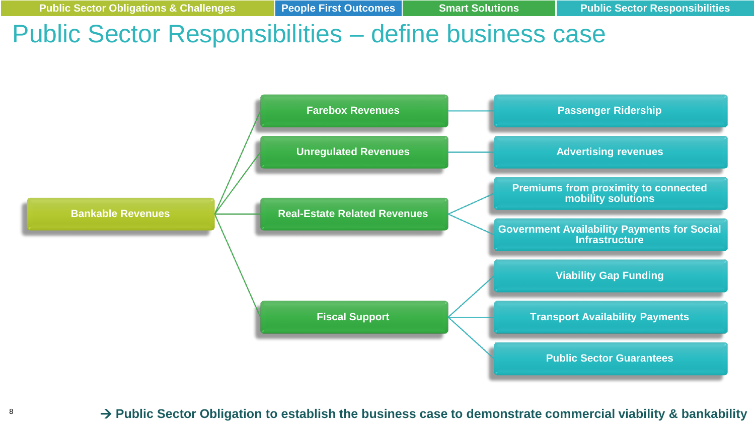Public Sector Obligations & Challenges | People First Outcomes | Smart Solutions | Public Sector Responsibilities

# Public Sector Responsibilities – define business case

- **Bankable Revenues**
  - **Farebox Revenues**
    - Passenger Ridership
  - **Unregulated Revenues**
    - Advertising revenues
  - **Real-Estate Related Revenues**
    - Premiums from proximity to connected mobility solutions
    - Government Availability Payments for Social Infrastructure
  - **Fiscal Support**
    - Viability Gap Funding
    - Transport Availability Payments
    - Public Sector Guarantees

**→ Public Sector Obligation to establish the business case to demonstrate commercial viability & bankability**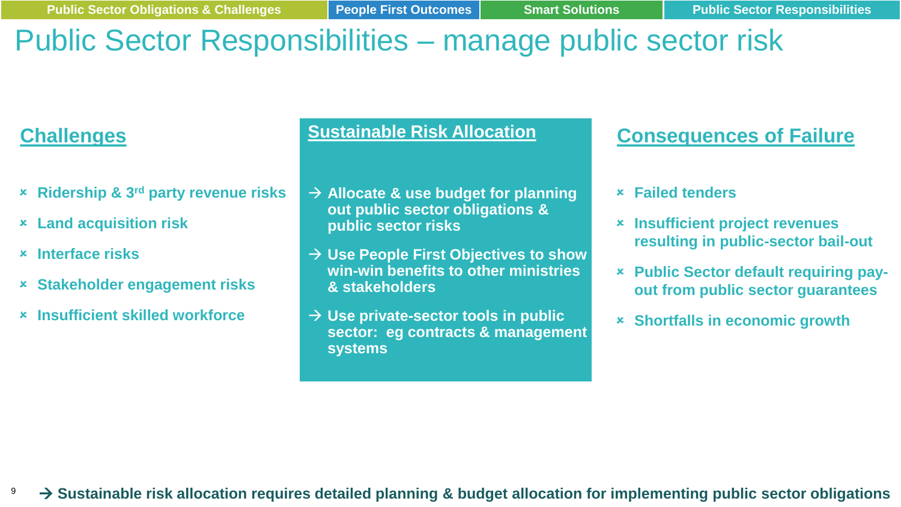Public Sector Obligations & Challenges | People First Outcomes | Smart Solutions | Public Sector Responsibilities

# Public Sector Responsibilities – manage public sector risk

## Challenges

- Ridership & 3rd party revenue risks
- Land acquisition risk
- Interface risks
- Stakeholder engagement risks
- Insufficient skilled workforce

## Sustainable Risk Allocation

→ Allocate & use budget for planning out public sector obligations & public sector risks

→ Use People First Objectives to show win-win benefits to other ministries & stakeholders

→ Use private-sector tools in public sector: eg contracts & management systems

## Consequences of Failure

- Failed tenders
- Insufficient project revenues resulting in public-sector bail-out
- Public Sector default requiring pay-out from public sector guarantees
- Shortfalls in economic growth

**→ Sustainable risk allocation requires detailed planning & budget allocation for implementing public sector obligations**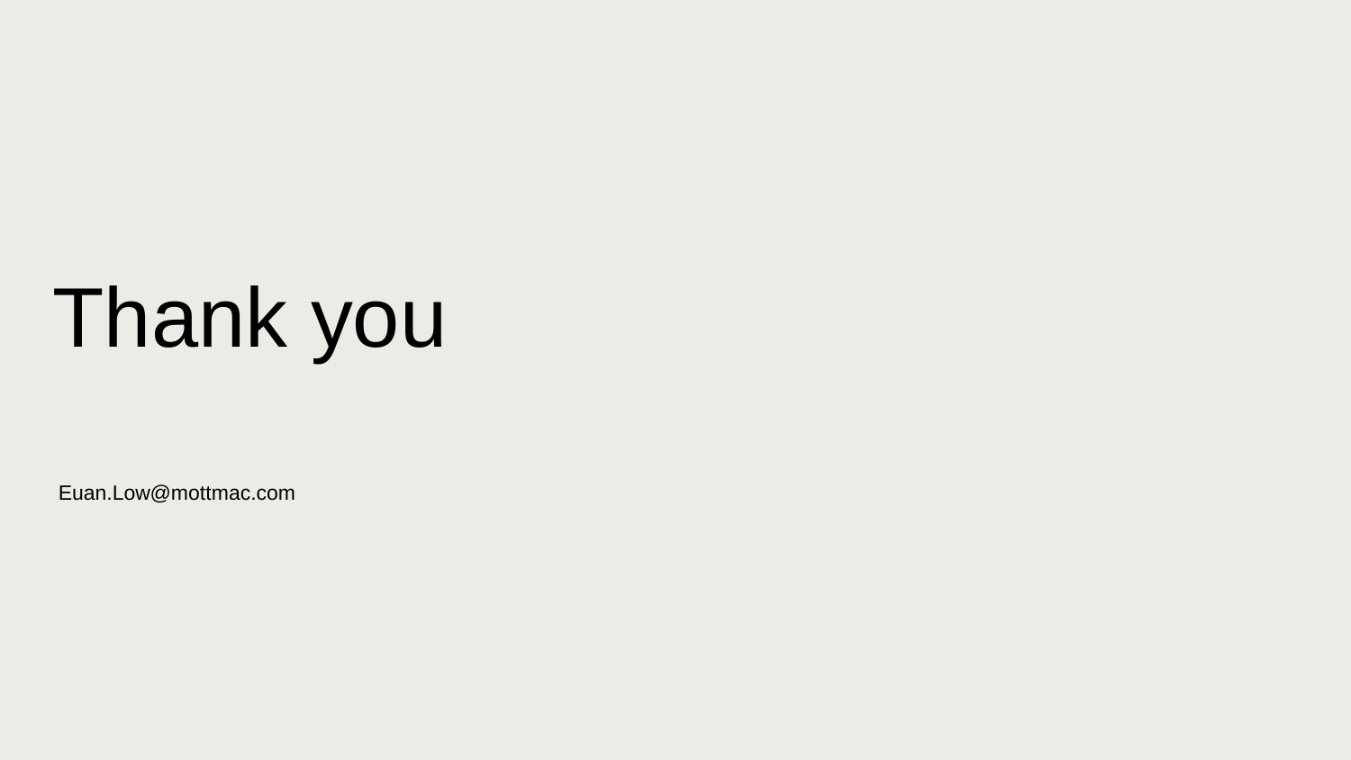# Thank you

Euan.Low@mottmac.com